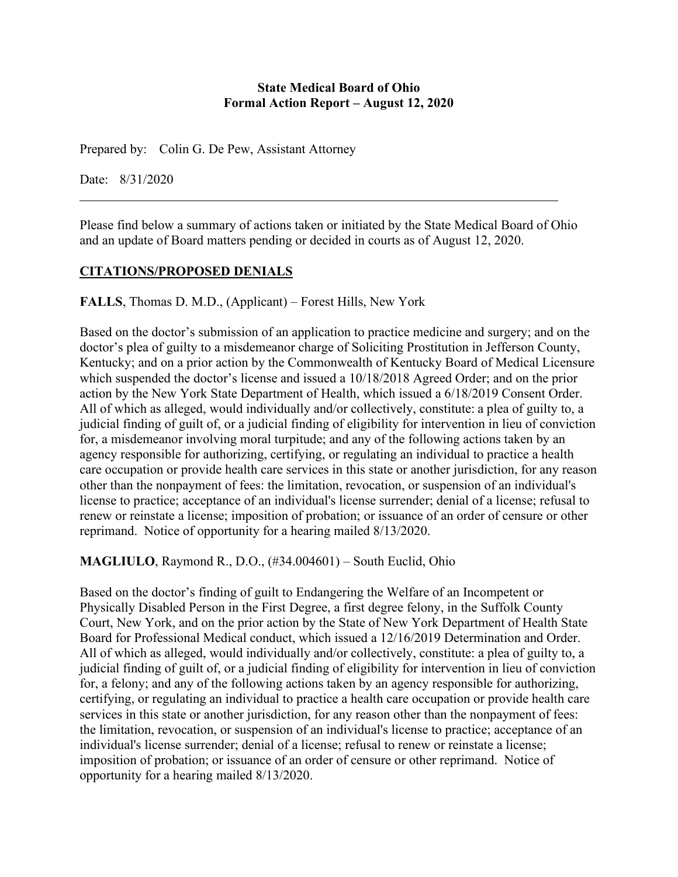**State Medical Board of Ohio**
**Formal Action Report – August 12, 2020**

Prepared by: Colin G. De Pew, Assistant Attorney

Date: 8/31/2020

---

Please find below a summary of actions taken or initiated by the State Medical Board of Ohio and an update of Board matters pending or decided in courts as of August 12, 2020.

## CITATIONS/PROPOSED DENIALS

**FALLS**, Thomas D. M.D., (Applicant) – Forest Hills, New York

Based on the doctor's submission of an application to practice medicine and surgery; and on the doctor's plea of guilty to a misdemeanor charge of Soliciting Prostitution in Jefferson County, Kentucky; and on a prior action by the Commonwealth of Kentucky Board of Medical Licensure which suspended the doctor's license and issued a 10/18/2018 Agreed Order; and on the prior action by the New York State Department of Health, which issued a 6/18/2019 Consent Order. All of which as alleged, would individually and/or collectively, constitute: a plea of guilty to, a judicial finding of guilt of, or a judicial finding of eligibility for intervention in lieu of conviction for, a misdemeanor involving moral turpitude; and any of the following actions taken by an agency responsible for authorizing, certifying, or regulating an individual to practice a health care occupation or provide health care services in this state or another jurisdiction, for any reason other than the nonpayment of fees: the limitation, revocation, or suspension of an individual's license to practice; acceptance of an individual's license surrender; denial of a license; refusal to renew or reinstate a license; imposition of probation; or issuance of an order of censure or other reprimand. Notice of opportunity for a hearing mailed 8/13/2020.

**MAGLIULO**, Raymond R., D.O., (#34.004601) – South Euclid, Ohio

Based on the doctor's finding of guilt to Endangering the Welfare of an Incompetent or Physically Disabled Person in the First Degree, a first degree felony, in the Suffolk County Court, New York, and on the prior action by the State of New York Department of Health State Board for Professional Medical conduct, which issued a 12/16/2019 Determination and Order. All of which as alleged, would individually and/or collectively, constitute: a plea of guilty to, a judicial finding of guilt of, or a judicial finding of eligibility for intervention in lieu of conviction for, a felony; and any of the following actions taken by an agency responsible for authorizing, certifying, or regulating an individual to practice a health care occupation or provide health care services in this state or another jurisdiction, for any reason other than the nonpayment of fees: the limitation, revocation, or suspension of an individual's license to practice; acceptance of an individual's license surrender; denial of a license; refusal to renew or reinstate a license; imposition of probation; or issuance of an order of censure or other reprimand. Notice of opportunity for a hearing mailed 8/13/2020.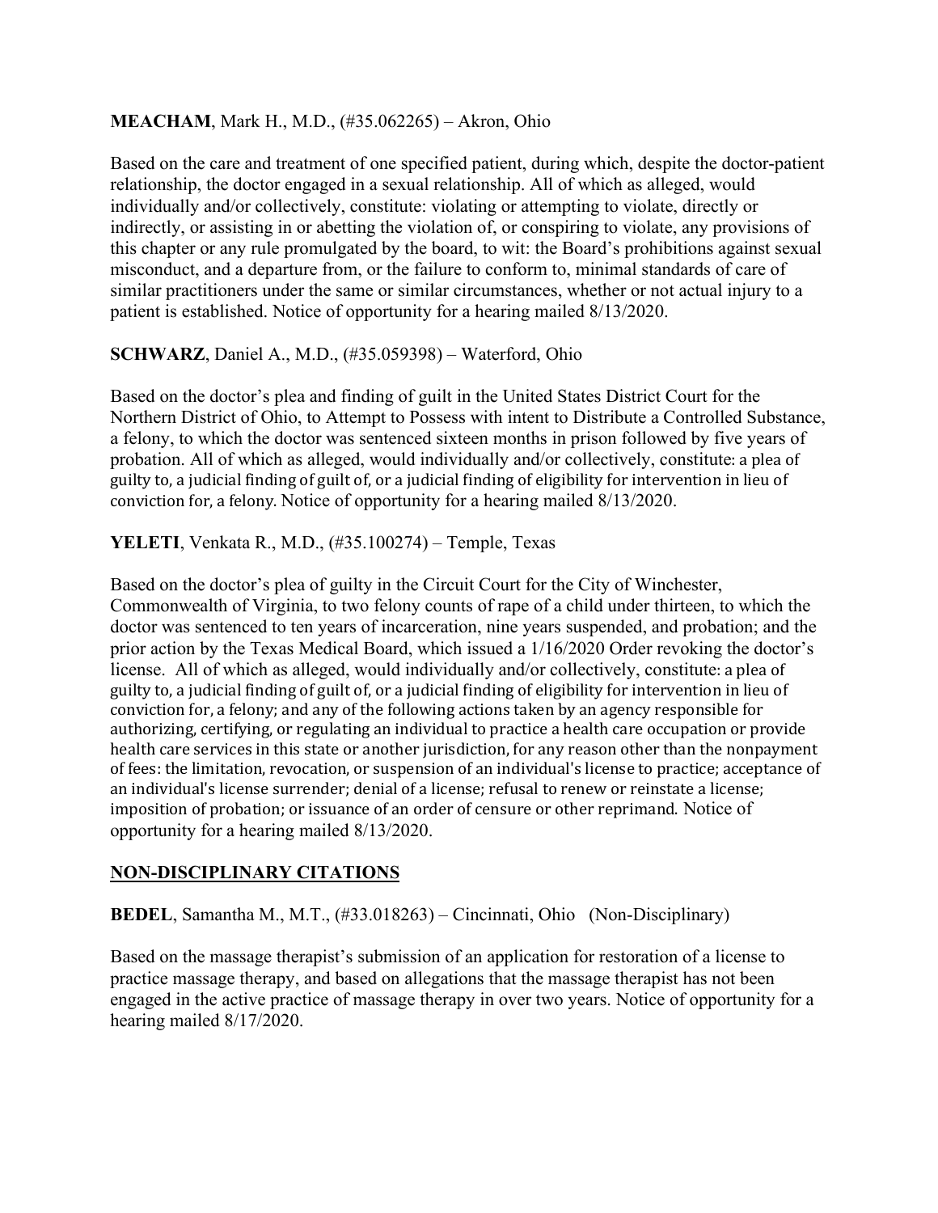**MEACHAM**, Mark H., M.D., (#35.062265) – Akron, Ohio

Based on the care and treatment of one specified patient, during which, despite the doctor-patient relationship, the doctor engaged in a sexual relationship. All of which as alleged, would individually and/or collectively, constitute: violating or attempting to violate, directly or indirectly, or assisting in or abetting the violation of, or conspiring to violate, any provisions of this chapter or any rule promulgated by the board, to wit: the Board's prohibitions against sexual misconduct, and a departure from, or the failure to conform to, minimal standards of care of similar practitioners under the same or similar circumstances, whether or not actual injury to a patient is established. Notice of opportunity for a hearing mailed 8/13/2020.

**SCHWARZ**, Daniel A., M.D., (#35.059398) – Waterford, Ohio

Based on the doctor's plea and finding of guilt in the United States District Court for the Northern District of Ohio, to Attempt to Possess with intent to Distribute a Controlled Substance, a felony, to which the doctor was sentenced sixteen months in prison followed by five years of probation. All of which as alleged, would individually and/or collectively, constitute: a plea of guilty to, a judicial finding of guilt of, or a judicial finding of eligibility for intervention in lieu of conviction for, a felony. Notice of opportunity for a hearing mailed 8/13/2020.

**YELETI**, Venkata R., M.D., (#35.100274) – Temple, Texas

Based on the doctor's plea of guilty in the Circuit Court for the City of Winchester, Commonwealth of Virginia, to two felony counts of rape of a child under thirteen, to which the doctor was sentenced to ten years of incarceration, nine years suspended, and probation; and the prior action by the Texas Medical Board, which issued a 1/16/2020 Order revoking the doctor's license. All of which as alleged, would individually and/or collectively, constitute: a plea of guilty to, a judicial finding of guilt of, or a judicial finding of eligibility for intervention in lieu of conviction for, a felony; and any of the following actions taken by an agency responsible for authorizing, certifying, or regulating an individual to practice a health care occupation or provide health care services in this state or another jurisdiction, for any reason other than the nonpayment of fees: the limitation, revocation, or suspension of an individual's license to practice; acceptance of an individual's license surrender; denial of a license; refusal to renew or reinstate a license; imposition of probation; or issuance of an order of censure or other reprimand. Notice of opportunity for a hearing mailed 8/13/2020.

## NON-DISCIPLINARY CITATIONS

**BEDEL**, Samantha M., M.T., (#33.018263) – Cincinnati, Ohio (Non-Disciplinary)

Based on the massage therapist's submission of an application for restoration of a license to practice massage therapy, and based on allegations that the massage therapist has not been engaged in the active practice of massage therapy in over two years. Notice of opportunity for a hearing mailed 8/17/2020.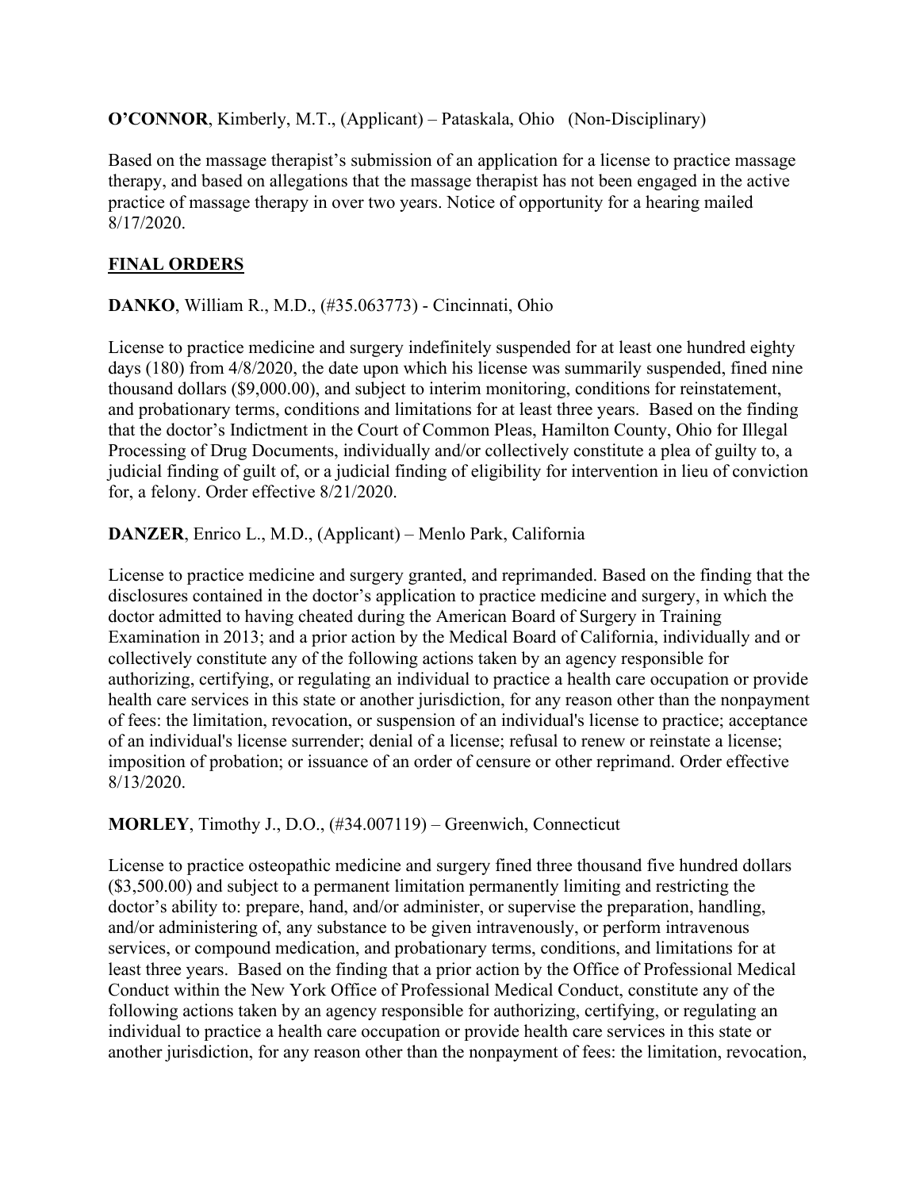**O'CONNOR**, Kimberly, M.T., (Applicant) – Pataskala, Ohio (Non-Disciplinary)

Based on the massage therapist's submission of an application for a license to practice massage therapy, and based on allegations that the massage therapist has not been engaged in the active practice of massage therapy in over two years. Notice of opportunity for a hearing mailed 8/17/2020.

## FINAL ORDERS

**DANKO**, William R., M.D., (#35.063773) - Cincinnati, Ohio

License to practice medicine and surgery indefinitely suspended for at least one hundred eighty days (180) from 4/8/2020, the date upon which his license was summarily suspended, fined nine thousand dollars ($9,000.00), and subject to interim monitoring, conditions for reinstatement, and probationary terms, conditions and limitations for at least three years. Based on the finding that the doctor's Indictment in the Court of Common Pleas, Hamilton County, Ohio for Illegal Processing of Drug Documents, individually and/or collectively constitute a plea of guilty to, a judicial finding of guilt of, or a judicial finding of eligibility for intervention in lieu of conviction for, a felony. Order effective 8/21/2020.

**DANZER**, Enrico L., M.D., (Applicant) – Menlo Park, California

License to practice medicine and surgery granted, and reprimanded. Based on the finding that the disclosures contained in the doctor's application to practice medicine and surgery, in which the doctor admitted to having cheated during the American Board of Surgery in Training Examination in 2013; and a prior action by the Medical Board of California, individually and or collectively constitute any of the following actions taken by an agency responsible for authorizing, certifying, or regulating an individual to practice a health care occupation or provide health care services in this state or another jurisdiction, for any reason other than the nonpayment of fees: the limitation, revocation, or suspension of an individual's license to practice; acceptance of an individual's license surrender; denial of a license; refusal to renew or reinstate a license; imposition of probation; or issuance of an order of censure or other reprimand. Order effective 8/13/2020.

**MORLEY**, Timothy J., D.O., (#34.007119) – Greenwich, Connecticut

License to practice osteopathic medicine and surgery fined three thousand five hundred dollars ($3,500.00) and subject to a permanent limitation permanently limiting and restricting the doctor's ability to: prepare, hand, and/or administer, or supervise the preparation, handling, and/or administering of, any substance to be given intravenously, or perform intravenous services, or compound medication, and probationary terms, conditions, and limitations for at least three years. Based on the finding that a prior action by the Office of Professional Medical Conduct within the New York Office of Professional Medical Conduct, constitute any of the following actions taken by an agency responsible for authorizing, certifying, or regulating an individual to practice a health care occupation or provide health care services in this state or another jurisdiction, for any reason other than the nonpayment of fees: the limitation, revocation,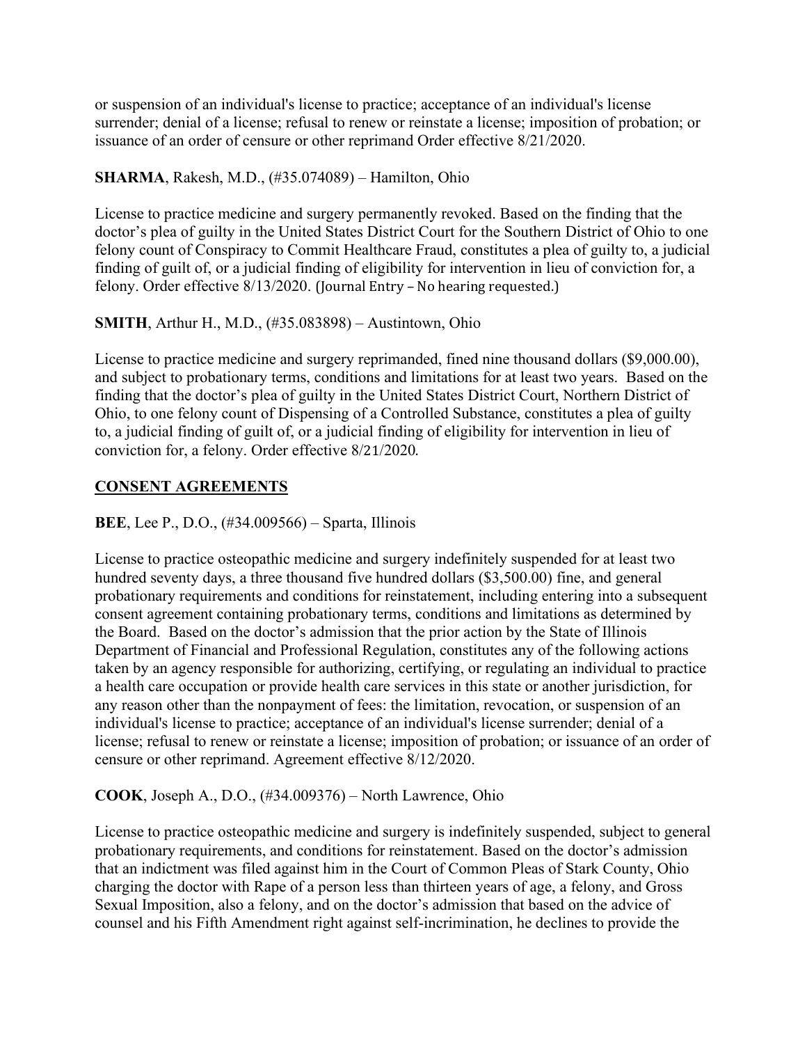or suspension of an individual's license to practice; acceptance of an individual's license surrender; denial of a license; refusal to renew or reinstate a license; imposition of probation; or issuance of an order of censure or other reprimand Order effective 8/21/2020.

**SHARMA**, Rakesh, M.D., (#35.074089) – Hamilton, Ohio

License to practice medicine and surgery permanently revoked. Based on the finding that the doctor's plea of guilty in the United States District Court for the Southern District of Ohio to one felony count of Conspiracy to Commit Healthcare Fraud, constitutes a plea of guilty to, a judicial finding of guilt of, or a judicial finding of eligibility for intervention in lieu of conviction for, a felony. Order effective 8/13/2020. (Journal Entry – No hearing requested.)

**SMITH**, Arthur H., M.D., (#35.083898) – Austintown, Ohio

License to practice medicine and surgery reprimanded, fined nine thousand dollars ($9,000.00), and subject to probationary terms, conditions and limitations for at least two years. Based on the finding that the doctor's plea of guilty in the United States District Court, Northern District of Ohio, to one felony count of Dispensing of a Controlled Substance, constitutes a plea of guilty to, a judicial finding of guilt of, or a judicial finding of eligibility for intervention in lieu of conviction for, a felony. Order effective 8/21/2020.

## CONSENT AGREEMENTS

**BEE**, Lee P., D.O., (#34.009566) – Sparta, Illinois

License to practice osteopathic medicine and surgery indefinitely suspended for at least two hundred seventy days, a three thousand five hundred dollars ($3,500.00) fine, and general probationary requirements and conditions for reinstatement, including entering into a subsequent consent agreement containing probationary terms, conditions and limitations as determined by the Board. Based on the doctor's admission that the prior action by the State of Illinois Department of Financial and Professional Regulation, constitutes any of the following actions taken by an agency responsible for authorizing, certifying, or regulating an individual to practice a health care occupation or provide health care services in this state or another jurisdiction, for any reason other than the nonpayment of fees: the limitation, revocation, or suspension of an individual's license to practice; acceptance of an individual's license surrender; denial of a license; refusal to renew or reinstate a license; imposition of probation; or issuance of an order of censure or other reprimand. Agreement effective 8/12/2020.

**COOK**, Joseph A., D.O., (#34.009376) – North Lawrence, Ohio

License to practice osteopathic medicine and surgery is indefinitely suspended, subject to general probationary requirements, and conditions for reinstatement. Based on the doctor's admission that an indictment was filed against him in the Court of Common Pleas of Stark County, Ohio charging the doctor with Rape of a person less than thirteen years of age, a felony, and Gross Sexual Imposition, also a felony, and on the doctor's admission that based on the advice of counsel and his Fifth Amendment right against self-incrimination, he declines to provide the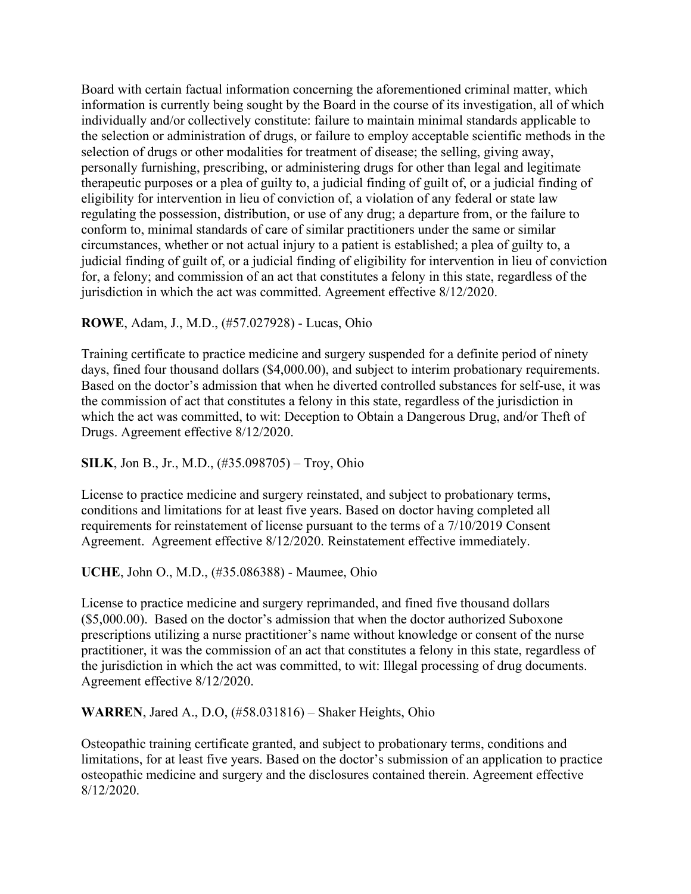Board with certain factual information concerning the aforementioned criminal matter, which information is currently being sought by the Board in the course of its investigation, all of which individually and/or collectively constitute: failure to maintain minimal standards applicable to the selection or administration of drugs, or failure to employ acceptable scientific methods in the selection of drugs or other modalities for treatment of disease; the selling, giving away, personally furnishing, prescribing, or administering drugs for other than legal and legitimate therapeutic purposes or a plea of guilty to, a judicial finding of guilt of, or a judicial finding of eligibility for intervention in lieu of conviction of, a violation of any federal or state law regulating the possession, distribution, or use of any drug; a departure from, or the failure to conform to, minimal standards of care of similar practitioners under the same or similar circumstances, whether or not actual injury to a patient is established; a plea of guilty to, a judicial finding of guilt of, or a judicial finding of eligibility for intervention in lieu of conviction for, a felony; and commission of an act that constitutes a felony in this state, regardless of the jurisdiction in which the act was committed. Agreement effective 8/12/2020.

**ROWE**, Adam, J., M.D., (#57.027928) - Lucas, Ohio

Training certificate to practice medicine and surgery suspended for a definite period of ninety days, fined four thousand dollars ($4,000.00), and subject to interim probationary requirements. Based on the doctor's admission that when he diverted controlled substances for self-use, it was the commission of act that constitutes a felony in this state, regardless of the jurisdiction in which the act was committed, to wit: Deception to Obtain a Dangerous Drug, and/or Theft of Drugs. Agreement effective 8/12/2020.

**SILK**, Jon B., Jr., M.D., (#35.098705) – Troy, Ohio

License to practice medicine and surgery reinstated, and subject to probationary terms, conditions and limitations for at least five years. Based on doctor having completed all requirements for reinstatement of license pursuant to the terms of a 7/10/2019 Consent Agreement. Agreement effective 8/12/2020. Reinstatement effective immediately.

**UCHE**, John O., M.D., (#35.086388) - Maumee, Ohio

License to practice medicine and surgery reprimanded, and fined five thousand dollars ($5,000.00). Based on the doctor's admission that when the doctor authorized Suboxone prescriptions utilizing a nurse practitioner's name without knowledge or consent of the nurse practitioner, it was the commission of an act that constitutes a felony in this state, regardless of the jurisdiction in which the act was committed, to wit: Illegal processing of drug documents. Agreement effective 8/12/2020.

**WARREN**, Jared A., D.O, (#58.031816) – Shaker Heights, Ohio

Osteopathic training certificate granted, and subject to probationary terms, conditions and limitations, for at least five years. Based on the doctor's submission of an application to practice osteopathic medicine and surgery and the disclosures contained therein. Agreement effective 8/12/2020.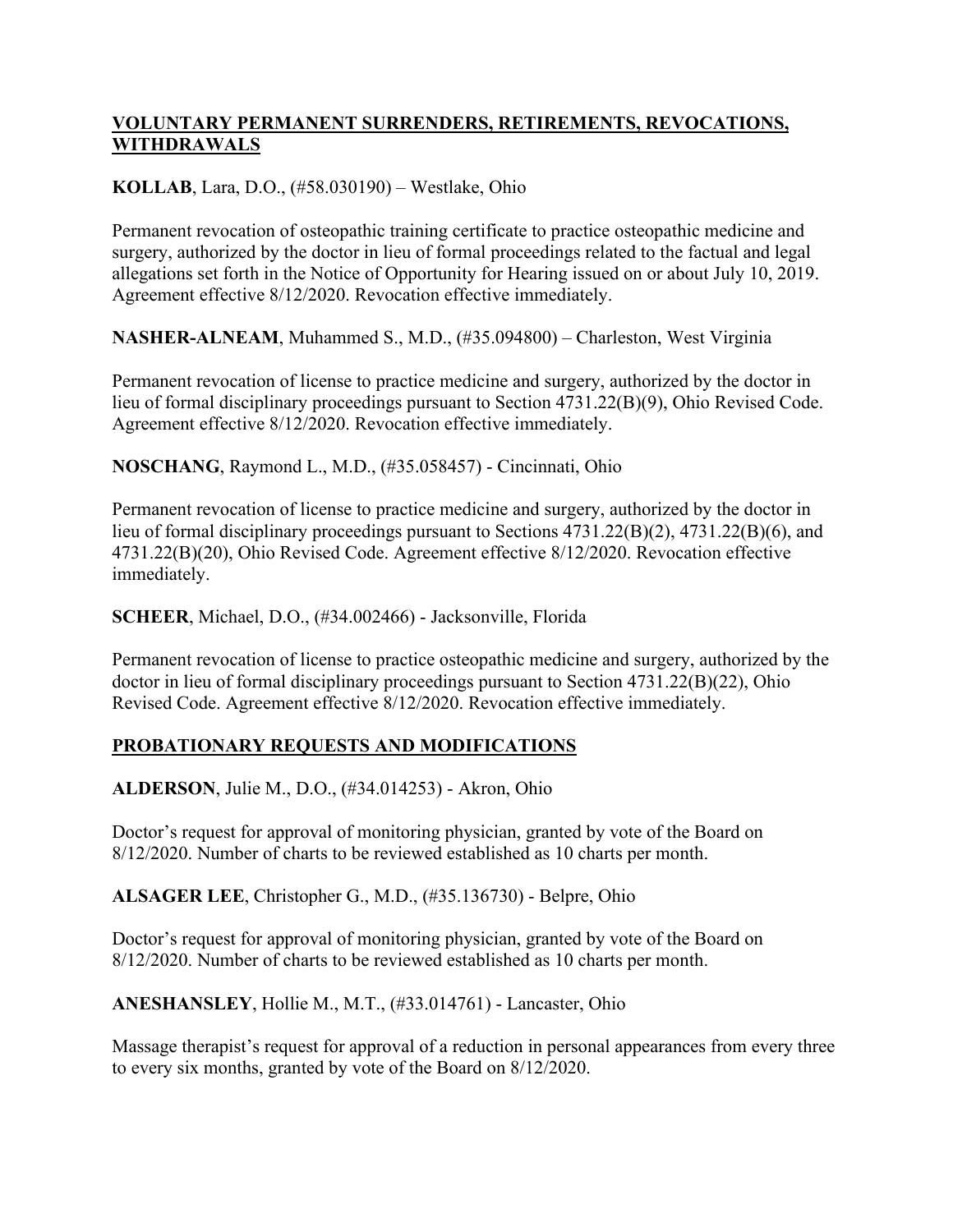## VOLUNTARY PERMANENT SURRENDERS, RETIREMENTS, REVOCATIONS, WITHDRAWALS

**KOLLAB**, Lara, D.O., (#58.030190) – Westlake, Ohio

Permanent revocation of osteopathic training certificate to practice osteopathic medicine and surgery, authorized by the doctor in lieu of formal proceedings related to the factual and legal allegations set forth in the Notice of Opportunity for Hearing issued on or about July 10, 2019. Agreement effective 8/12/2020. Revocation effective immediately.

**NASHER-ALNEAM**, Muhammed S., M.D., (#35.094800) – Charleston, West Virginia

Permanent revocation of license to practice medicine and surgery, authorized by the doctor in lieu of formal disciplinary proceedings pursuant to Section 4731.22(B)(9), Ohio Revised Code. Agreement effective 8/12/2020. Revocation effective immediately.

**NOSCHANG**, Raymond L., M.D., (#35.058457) - Cincinnati, Ohio

Permanent revocation of license to practice medicine and surgery, authorized by the doctor in lieu of formal disciplinary proceedings pursuant to Sections 4731.22(B)(2), 4731.22(B)(6), and 4731.22(B)(20), Ohio Revised Code. Agreement effective 8/12/2020. Revocation effective immediately.

**SCHEER**, Michael, D.O., (#34.002466) - Jacksonville, Florida

Permanent revocation of license to practice osteopathic medicine and surgery, authorized by the doctor in lieu of formal disciplinary proceedings pursuant to Section 4731.22(B)(22), Ohio Revised Code. Agreement effective 8/12/2020. Revocation effective immediately.

## PROBATIONARY REQUESTS AND MODIFICATIONS

**ALDERSON**, Julie M., D.O., (#34.014253) - Akron, Ohio

Doctor's request for approval of monitoring physician, granted by vote of the Board on 8/12/2020. Number of charts to be reviewed established as 10 charts per month.

**ALSAGER LEE**, Christopher G., M.D., (#35.136730) - Belpre, Ohio

Doctor's request for approval of monitoring physician, granted by vote of the Board on 8/12/2020. Number of charts to be reviewed established as 10 charts per month.

**ANESHANSLEY**, Hollie M., M.T., (#33.014761) - Lancaster, Ohio

Massage therapist's request for approval of a reduction in personal appearances from every three to every six months, granted by vote of the Board on 8/12/2020.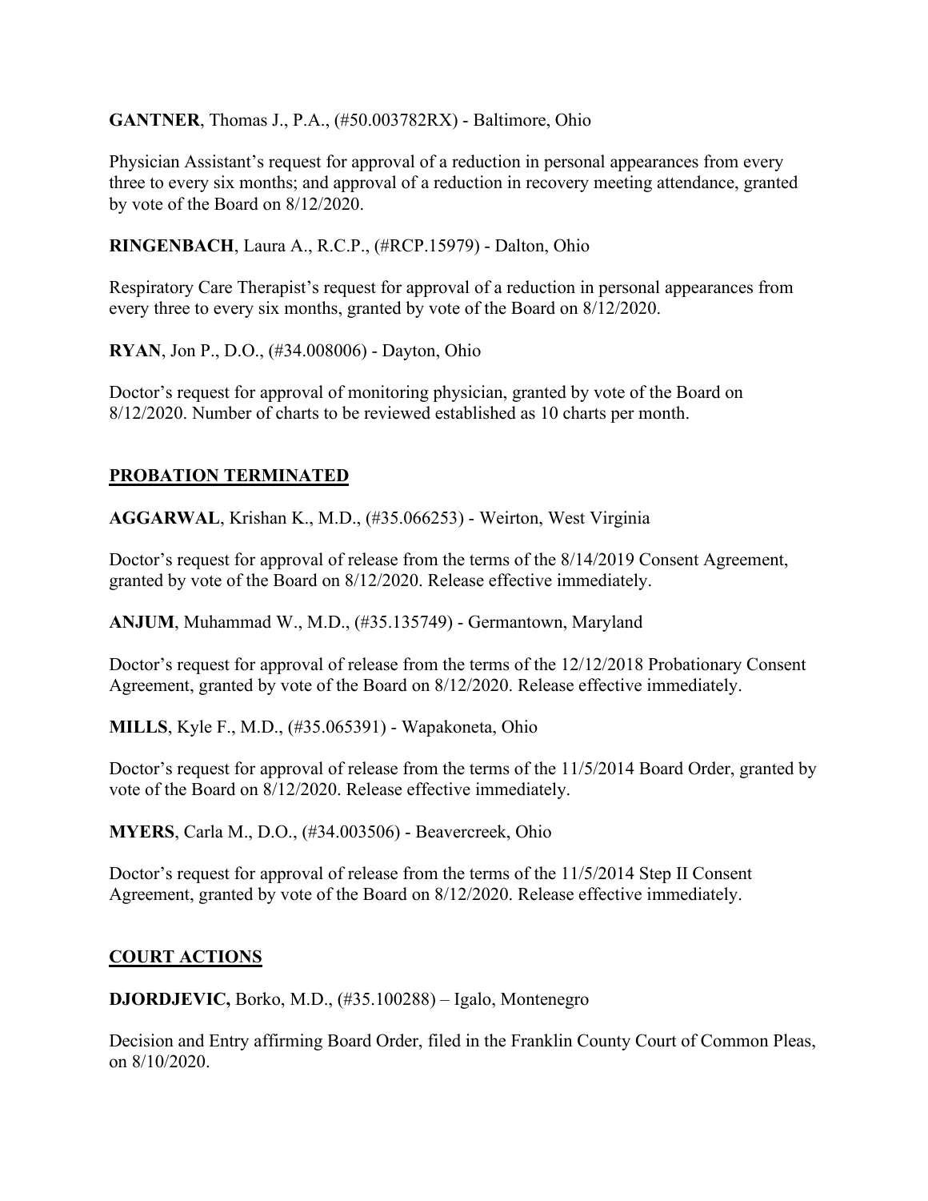**GANTNER**, Thomas J., P.A., (#50.003782RX) - Baltimore, Ohio

Physician Assistant's request for approval of a reduction in personal appearances from every three to every six months; and approval of a reduction in recovery meeting attendance, granted by vote of the Board on 8/12/2020.

**RINGENBACH**, Laura A., R.C.P., (#RCP.15979) - Dalton, Ohio

Respiratory Care Therapist's request for approval of a reduction in personal appearances from every three to every six months, granted by vote of the Board on 8/12/2020.

**RYAN**, Jon P., D.O., (#34.008006) - Dayton, Ohio

Doctor's request for approval of monitoring physician, granted by vote of the Board on 8/12/2020. Number of charts to be reviewed established as 10 charts per month.

## PROBATION TERMINATED

**AGGARWAL**, Krishan K., M.D., (#35.066253) - Weirton, West Virginia

Doctor's request for approval of release from the terms of the 8/14/2019 Consent Agreement, granted by vote of the Board on 8/12/2020. Release effective immediately.

**ANJUM**, Muhammad W., M.D., (#35.135749) - Germantown, Maryland

Doctor's request for approval of release from the terms of the 12/12/2018 Probationary Consent Agreement, granted by vote of the Board on 8/12/2020. Release effective immediately.

**MILLS**, Kyle F., M.D., (#35.065391) - Wapakoneta, Ohio

Doctor's request for approval of release from the terms of the 11/5/2014 Board Order, granted by vote of the Board on 8/12/2020. Release effective immediately.

**MYERS**, Carla M., D.O., (#34.003506) - Beavercreek, Ohio

Doctor's request for approval of release from the terms of the 11/5/2014 Step II Consent Agreement, granted by vote of the Board on 8/12/2020. Release effective immediately.

## COURT ACTIONS

**DJORDJEVIC,** Borko, M.D., (#35.100288) – Igalo, Montenegro

Decision and Entry affirming Board Order, filed in the Franklin County Court of Common Pleas, on 8/10/2020.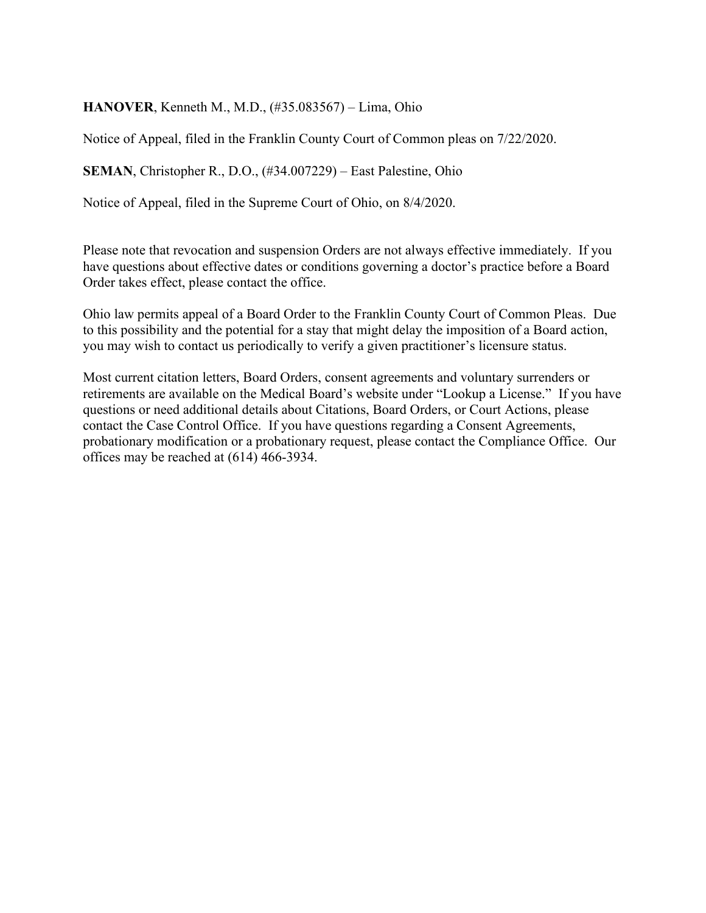**HANOVER**, Kenneth M., M.D., (#35.083567) – Lima, Ohio

Notice of Appeal, filed in the Franklin County Court of Common pleas on 7/22/2020.

**SEMAN**, Christopher R., D.O., (#34.007229) – East Palestine, Ohio

Notice of Appeal, filed in the Supreme Court of Ohio, on 8/4/2020.

Please note that revocation and suspension Orders are not always effective immediately. If you have questions about effective dates or conditions governing a doctor's practice before a Board Order takes effect, please contact the office.

Ohio law permits appeal of a Board Order to the Franklin County Court of Common Pleas. Due to this possibility and the potential for a stay that might delay the imposition of a Board action, you may wish to contact us periodically to verify a given practitioner's licensure status.

Most current citation letters, Board Orders, consent agreements and voluntary surrenders or retirements are available on the Medical Board's website under "Lookup a License." If you have questions or need additional details about Citations, Board Orders, or Court Actions, please contact the Case Control Office. If you have questions regarding a Consent Agreements, probationary modification or a probationary request, please contact the Compliance Office. Our offices may be reached at (614) 466-3934.